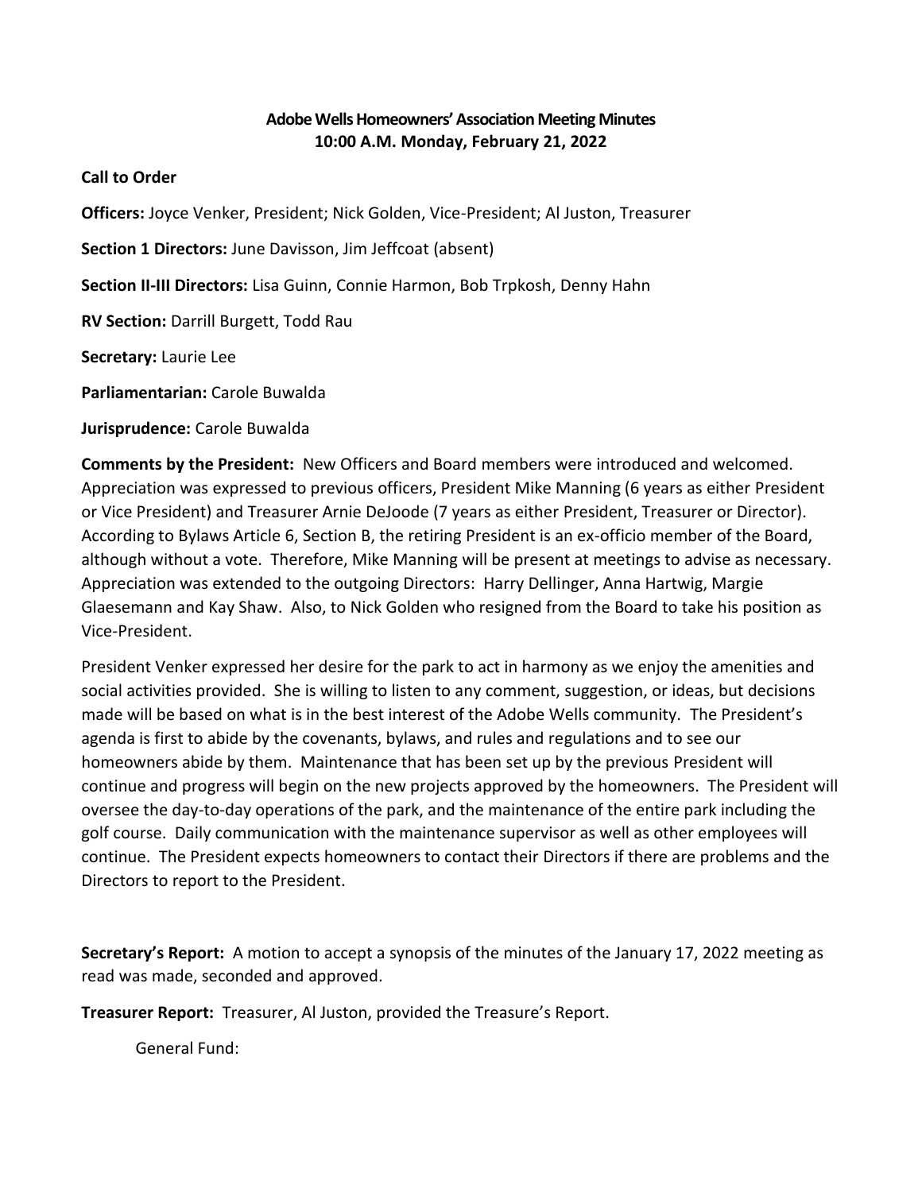# Adobe Wells Homeowners' Association Meeting Minutes
## 10:00 A.M. Monday, February 21, 2022

**Call to Order**

**Officers:** Joyce Venker, President; Nick Golden, Vice-President; Al Juston, Treasurer

**Section 1 Directors:** June Davisson, Jim Jeffcoat (absent)

**Section II-III Directors:** Lisa Guinn, Connie Harmon, Bob Trpkosh, Denny Hahn

**RV Section:** Darrill Burgett, Todd Rau

**Secretary:** Laurie Lee

**Parliamentarian:** Carole Buwalda

**Jurisprudence:** Carole Buwalda

**Comments by the President:** New Officers and Board members were introduced and welcomed. Appreciation was expressed to previous officers, President Mike Manning (6 years as either President or Vice President) and Treasurer Arnie DeJoode (7 years as either President, Treasurer or Director). According to Bylaws Article 6, Section B, the retiring President is an ex-officio member of the Board, although without a vote. Therefore, Mike Manning will be present at meetings to advise as necessary. Appreciation was extended to the outgoing Directors: Harry Dellinger, Anna Hartwig, Margie Glaesemann and Kay Shaw. Also, to Nick Golden who resigned from the Board to take his position as Vice-President.

President Venker expressed her desire for the park to act in harmony as we enjoy the amenities and social activities provided. She is willing to listen to any comment, suggestion, or ideas, but decisions made will be based on what is in the best interest of the Adobe Wells community. The President's agenda is first to abide by the covenants, bylaws, and rules and regulations and to see our homeowners abide by them. Maintenance that has been set up by the previous President will continue and progress will begin on the new projects approved by the homeowners. The President will oversee the day-to-day operations of the park, and the maintenance of the entire park including the golf course. Daily communication with the maintenance supervisor as well as other employees will continue. The President expects homeowners to contact their Directors if there are problems and the Directors to report to the President.

**Secretary's Report:** A motion to accept a synopsis of the minutes of the January 17, 2022 meeting as read was made, seconded and approved.

**Treasurer Report:** Treasurer, Al Juston, provided the Treasure's Report.

General Fund: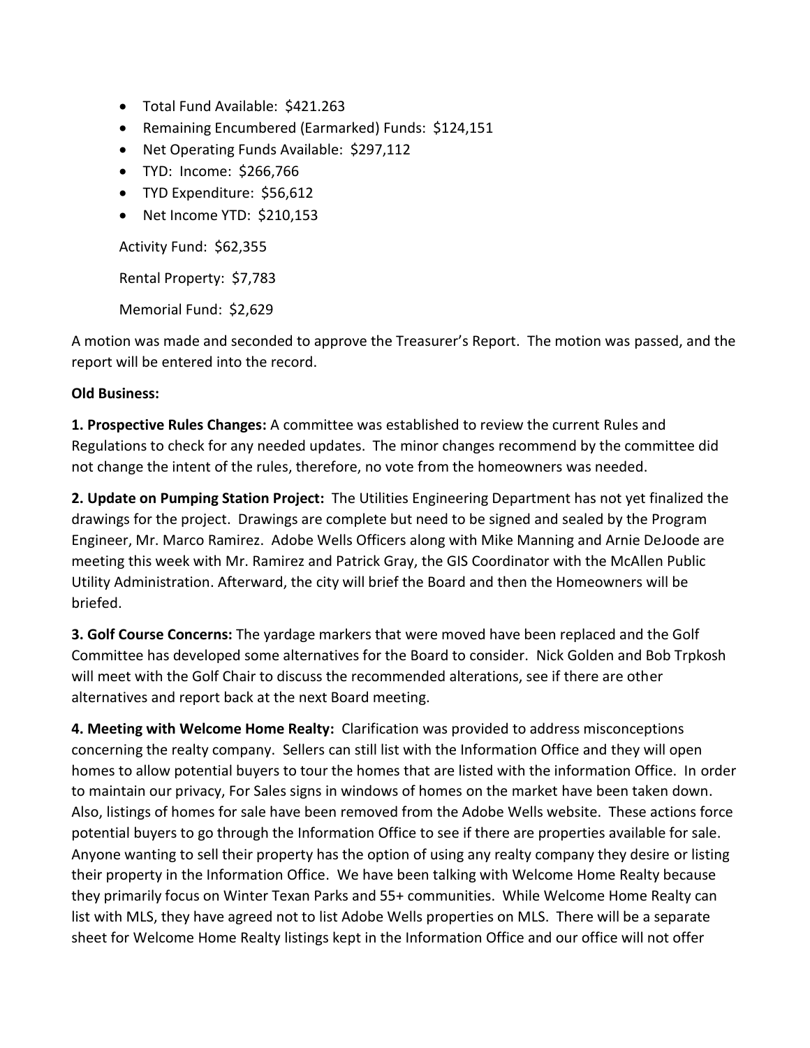- Total Fund Available: $421.263
- Remaining Encumbered (Earmarked) Funds: $124,151
- Net Operating Funds Available: $297,112
- TYD: Income: $266,766
- TYD Expenditure: $56,612
- Net Income YTD: $210,153

Activity Fund: $62,355

Rental Property: $7,783

Memorial Fund: $2,629

A motion was made and seconded to approve the Treasurer's Report. The motion was passed, and the report will be entered into the record.

**Old Business:**

**1. Prospective Rules Changes:** A committee was established to review the current Rules and Regulations to check for any needed updates. The minor changes recommend by the committee did not change the intent of the rules, therefore, no vote from the homeowners was needed.

**2. Update on Pumping Station Project:** The Utilities Engineering Department has not yet finalized the drawings for the project. Drawings are complete but need to be signed and sealed by the Program Engineer, Mr. Marco Ramirez. Adobe Wells Officers along with Mike Manning and Arnie DeJoode are meeting this week with Mr. Ramirez and Patrick Gray, the GIS Coordinator with the McAllen Public Utility Administration. Afterward, the city will brief the Board and then the Homeowners will be briefed.

**3. Golf Course Concerns:** The yardage markers that were moved have been replaced and the Golf Committee has developed some alternatives for the Board to consider. Nick Golden and Bob Trpkosh will meet with the Golf Chair to discuss the recommended alterations, see if there are other alternatives and report back at the next Board meeting.

**4. Meeting with Welcome Home Realty:** Clarification was provided to address misconceptions concerning the realty company. Sellers can still list with the Information Office and they will open homes to allow potential buyers to tour the homes that are listed with the information Office. In order to maintain our privacy, For Sales signs in windows of homes on the market have been taken down. Also, listings of homes for sale have been removed from the Adobe Wells website. These actions force potential buyers to go through the Information Office to see if there are properties available for sale. Anyone wanting to sell their property has the option of using any realty company they desire or listing their property in the Information Office. We have been talking with Welcome Home Realty because they primarily focus on Winter Texan Parks and 55+ communities. While Welcome Home Realty can list with MLS, they have agreed not to list Adobe Wells properties on MLS. There will be a separate sheet for Welcome Home Realty listings kept in the Information Office and our office will not offer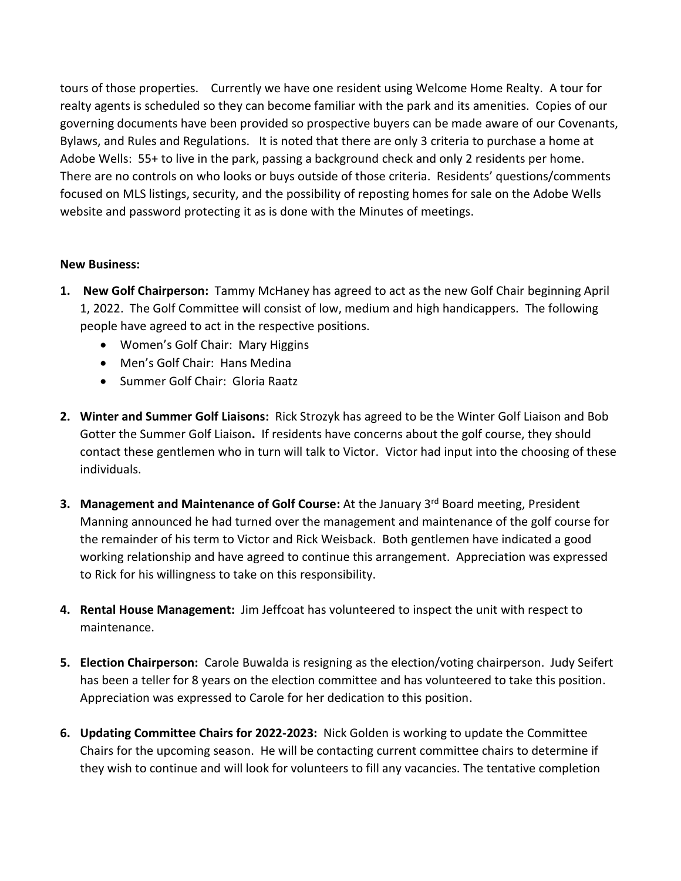tours of those properties. Currently we have one resident using Welcome Home Realty. A tour for realty agents is scheduled so they can become familiar with the park and its amenities. Copies of our governing documents have been provided so prospective buyers can be made aware of our Covenants, Bylaws, and Rules and Regulations. It is noted that there are only 3 criteria to purchase a home at Adobe Wells: 55+ to live in the park, passing a background check and only 2 residents per home. There are no controls on who looks or buys outside of those criteria. Residents' questions/comments focused on MLS listings, security, and the possibility of reposting homes for sale on the Adobe Wells website and password protecting it as is done with the Minutes of meetings.

**New Business:**

1. **New Golf Chairperson:** Tammy McHaney has agreed to act as the new Golf Chair beginning April 1, 2022. The Golf Committee will consist of low, medium and high handicappers. The following people have agreed to act in the respective positions.
   - Women's Golf Chair: Mary Higgins
   - Men's Golf Chair: Hans Medina
   - Summer Golf Chair: Gloria Raatz

2. **Winter and Summer Golf Liaisons:** Rick Strozyk has agreed to be the Winter Golf Liaison and Bob Gotter the Summer Golf Liaison**.** If residents have concerns about the golf course, they should contact these gentlemen who in turn will talk to Victor. Victor had input into the choosing of these individuals.

3. **Management and Maintenance of Golf Course:** At the January 3rd Board meeting, President Manning announced he had turned over the management and maintenance of the golf course for the remainder of his term to Victor and Rick Weisback. Both gentlemen have indicated a good working relationship and have agreed to continue this arrangement. Appreciation was expressed to Rick for his willingness to take on this responsibility.

4. **Rental House Management:** Jim Jeffcoat has volunteered to inspect the unit with respect to maintenance.

5. **Election Chairperson:** Carole Buwalda is resigning as the election/voting chairperson. Judy Seifert has been a teller for 8 years on the election committee and has volunteered to take this position. Appreciation was expressed to Carole for her dedication to this position.

6. **Updating Committee Chairs for 2022-2023:** Nick Golden is working to update the Committee Chairs for the upcoming season. He will be contacting current committee chairs to determine if they wish to continue and will look for volunteers to fill any vacancies. The tentative completion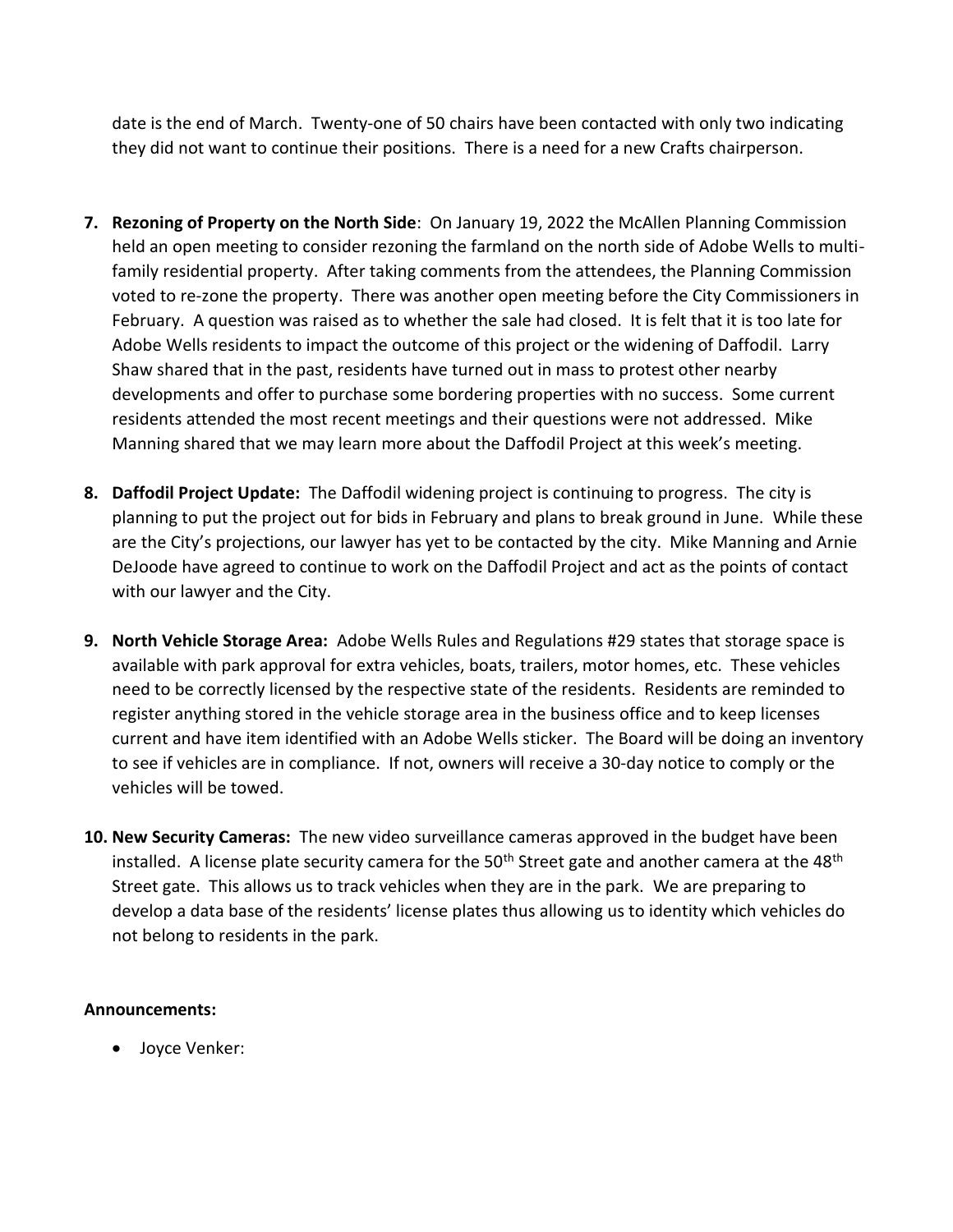date is the end of March. Twenty-one of 50 chairs have been contacted with only two indicating they did not want to continue their positions. There is a need for a new Crafts chairperson.

7. **Rezoning of Property on the North Side**: On January 19, 2022 the McAllen Planning Commission held an open meeting to consider rezoning the farmland on the north side of Adobe Wells to multi-family residential property. After taking comments from the attendees, the Planning Commission voted to re-zone the property. There was another open meeting before the City Commissioners in February. A question was raised as to whether the sale had closed. It is felt that it is too late for Adobe Wells residents to impact the outcome of this project or the widening of Daffodil. Larry Shaw shared that in the past, residents have turned out in mass to protest other nearby developments and offer to purchase some bordering properties with no success. Some current residents attended the most recent meetings and their questions were not addressed. Mike Manning shared that we may learn more about the Daffodil Project at this week's meeting.

8. **Daffodil Project Update:** The Daffodil widening project is continuing to progress. The city is planning to put the project out for bids in February and plans to break ground in June. While these are the City's projections, our lawyer has yet to be contacted by the city. Mike Manning and Arnie DeJoode have agreed to continue to work on the Daffodil Project and act as the points of contact with our lawyer and the City.

9. **North Vehicle Storage Area:** Adobe Wells Rules and Regulations #29 states that storage space is available with park approval for extra vehicles, boats, trailers, motor homes, etc. These vehicles need to be correctly licensed by the respective state of the residents. Residents are reminded to register anything stored in the vehicle storage area in the business office and to keep licenses current and have item identified with an Adobe Wells sticker. The Board will be doing an inventory to see if vehicles are in compliance. If not, owners will receive a 30-day notice to comply or the vehicles will be towed.

10. **New Security Cameras:** The new video surveillance cameras approved in the budget have been installed. A license plate security camera for the 50th Street gate and another camera at the 48th Street gate. This allows us to track vehicles when they are in the park. We are preparing to develop a data base of the residents' license plates thus allowing us to identity which vehicles do not belong to residents in the park.

**Announcements:**

- Joyce Venker: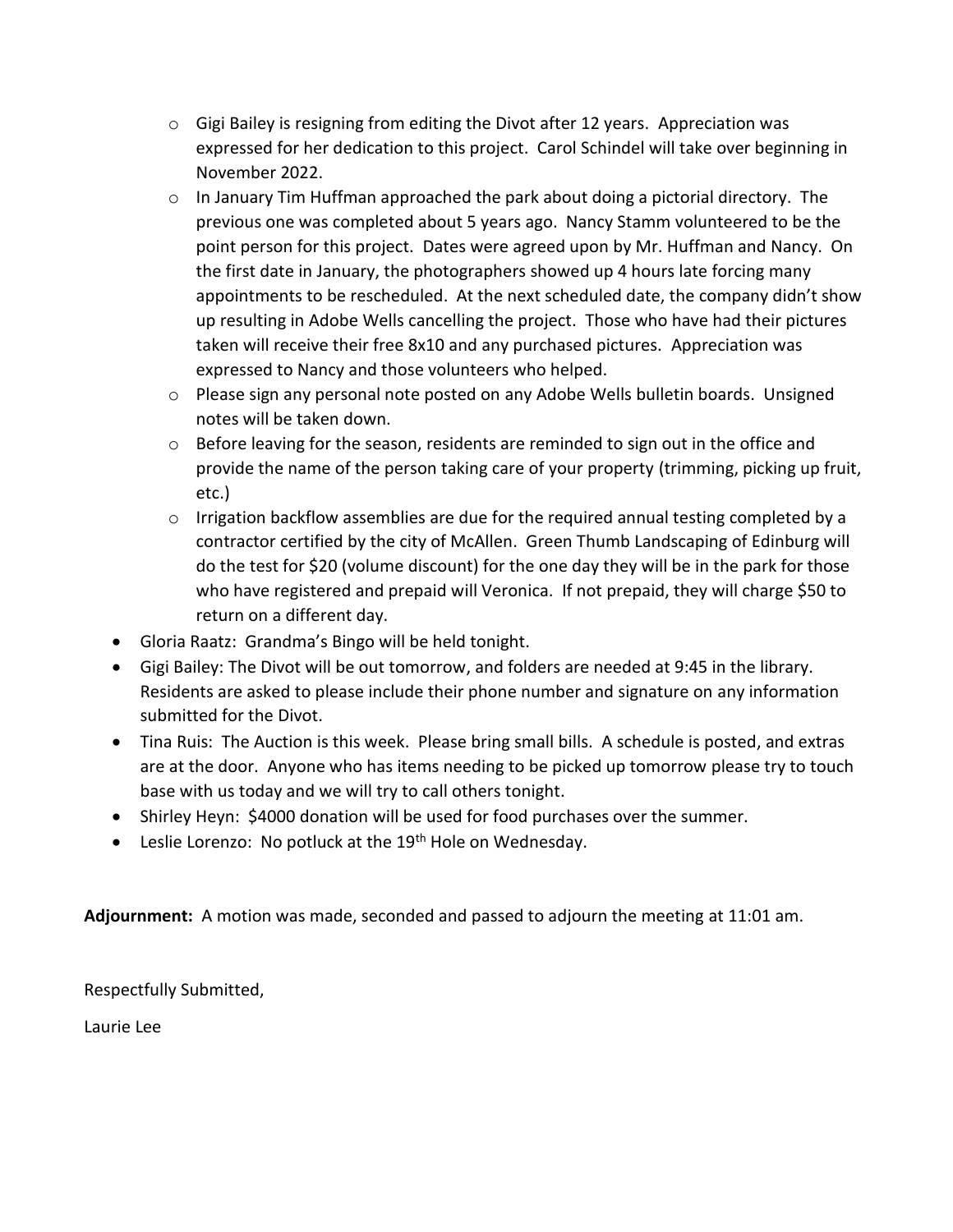- Gigi Bailey is resigning from editing the Divot after 12 years. Appreciation was expressed for her dedication to this project. Carol Schindel will take over beginning in November 2022.
  - In January Tim Huffman approached the park about doing a pictorial directory. The previous one was completed about 5 years ago. Nancy Stamm volunteered to be the point person for this project. Dates were agreed upon by Mr. Huffman and Nancy. On the first date in January, the photographers showed up 4 hours late forcing many appointments to be rescheduled. At the next scheduled date, the company didn't show up resulting in Adobe Wells cancelling the project. Those who have had their pictures taken will receive their free 8x10 and any purchased pictures. Appreciation was expressed to Nancy and those volunteers who helped.
  - Please sign any personal note posted on any Adobe Wells bulletin boards. Unsigned notes will be taken down.
  - Before leaving for the season, residents are reminded to sign out in the office and provide the name of the person taking care of your property (trimming, picking up fruit, etc.)
  - Irrigation backflow assemblies are due for the required annual testing completed by a contractor certified by the city of McAllen. Green Thumb Landscaping of Edinburg will do the test for $20 (volume discount) for the one day they will be in the park for those who have registered and prepaid will Veronica. If not prepaid, they will charge $50 to return on a different day.
- Gloria Raatz: Grandma's Bingo will be held tonight.
- Gigi Bailey: The Divot will be out tomorrow, and folders are needed at 9:45 in the library. Residents are asked to please include their phone number and signature on any information submitted for the Divot.
- Tina Ruis: The Auction is this week. Please bring small bills. A schedule is posted, and extras are at the door. Anyone who has items needing to be picked up tomorrow please try to touch base with us today and we will try to call others tonight.
- Shirley Heyn: $4000 donation will be used for food purchases over the summer.
- Leslie Lorenzo: No potluck at the 19th Hole on Wednesday.

**Adjournment:** A motion was made, seconded and passed to adjourn the meeting at 11:01 am.

Respectfully Submitted,

Laurie Lee